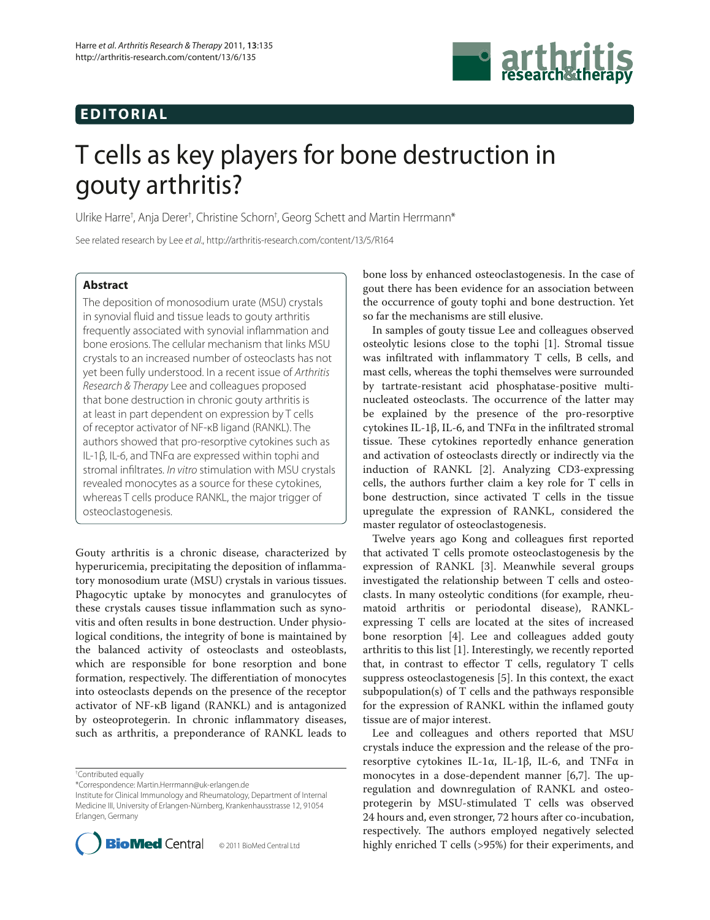## EDITORIAL

# T cells as key players for bone destruction in gouty arthritis?

Ulrike Harre[†], Anja Derer[†], Christine Schorn[†], Georg Schett and Martin Herrmann*

See related research by Lee *et al*., http://arthritis-research.com/content/13/5/R164

## Abstract

The deposition of monosodium urate (MSU) crystals in synovial fluid and tissue leads to gouty arthritis frequently associated with synovial inflammation and bone erosions. The cellular mechanism that links MSU crystals to an increased number of osteoclasts has not yet been fully understood. In a recent issue of *Arthritis Research & Therapy* Lee and colleagues proposed that bone destruction in chronic gouty arthritis is at least in part dependent on expression by T cells of receptor activator of NF-κB ligand (RANKL). The authors showed that pro-resorptive cytokines such as IL-1β, IL-6, and TNFα are expressed within tophi and stromal infiltrates. *In vitro* stimulation with MSU crystals revealed monocytes as a source for these cytokines, whereas T cells produce RANKL, the major trigger of osteoclastogenesis.

Gouty arthritis is a chronic disease, characterized by hyperuricemia, precipitating the deposition of inflammatory monosodium urate (MSU) crystals in various tissues. Phagocytic uptake by monocytes and granulocytes of these crystals causes tissue inflammation such as synovitis and often results in bone destruction. Under physiological conditions, the integrity of bone is maintained by the balanced activity of osteoclasts and osteoblasts, which are responsible for bone resorption and bone formation, respectively. The differentiation of monocytes into osteoclasts depends on the presence of the receptor activator of NF-κB ligand (RANKL) and is antagonized by osteoprotegerin. In chronic inflammatory diseases, such as arthritis, a preponderance of RANKL leads to bone loss by enhanced osteoclastogenesis. In the case of gout there has been evidence for an association between the occurrence of gouty tophi and bone destruction. Yet so far the mechanisms are still elusive.

In samples of gouty tissue Lee and colleagues observed osteolytic lesions close to the tophi [1]. Stromal tissue was infiltrated with inflammatory T cells, B cells, and mast cells, whereas the tophi themselves were surrounded by tartrate-resistant acid phosphatase-positive multinucleated osteoclasts. The occurrence of the latter may be explained by the presence of the pro-resorptive cytokines IL-1β, IL-6, and TNFα in the infiltrated stromal tissue. These cytokines reportedly enhance generation and activation of osteoclasts directly or indirectly via the induction of RANKL [2]. Analyzing CD3-expressing cells, the authors further claim a key role for T cells in bone destruction, since activated T cells in the tissue upregulate the expression of RANKL, considered the master regulator of osteoclastogenesis.

Twelve years ago Kong and colleagues first reported that activated T cells promote osteoclastogenesis by the expression of RANKL [3]. Meanwhile several groups investigated the relationship between T cells and osteoclasts. In many osteolytic conditions (for example, rheumatoid arthritis or periodontal disease), RANKL-expressing T cells are located at the sites of increased bone resorption [4]. Lee and colleagues added gouty arthritis to this list [1]. Interestingly, we recently reported that, in contrast to effector T cells, regulatory T cells suppress osteoclastogenesis [5]. In this context, the exact subpopulation(s) of T cells and the pathways responsible for the expression of RANKL within the inflamed gouty tissue are of major interest.

Lee and colleagues and others reported that MSU crystals induce the expression and the release of the pro-resorptive cytokines IL-1α, IL-1β, IL-6, and TNFα in monocytes in a dose-dependent manner [6,7]. The upregulation and downregulation of RANKL and osteoprotegerin by MSU-stimulated T cells was observed 24 hours and, even stronger, 72 hours after co-incubation, respectively. The authors employed negatively selected highly enriched T cells (>95%) for their experiments, and

[†]Contributed equally

*Correspondence: Martin.Herrmann@uk-erlangen.de

Institute for Clinical Immunology and Rheumatology, Department of Internal Medicine III, University of Erlangen-Nürnberg, Krankenhausstrasse 12, 91054 Erlangen, Germany

© 2011 BioMed Central Ltd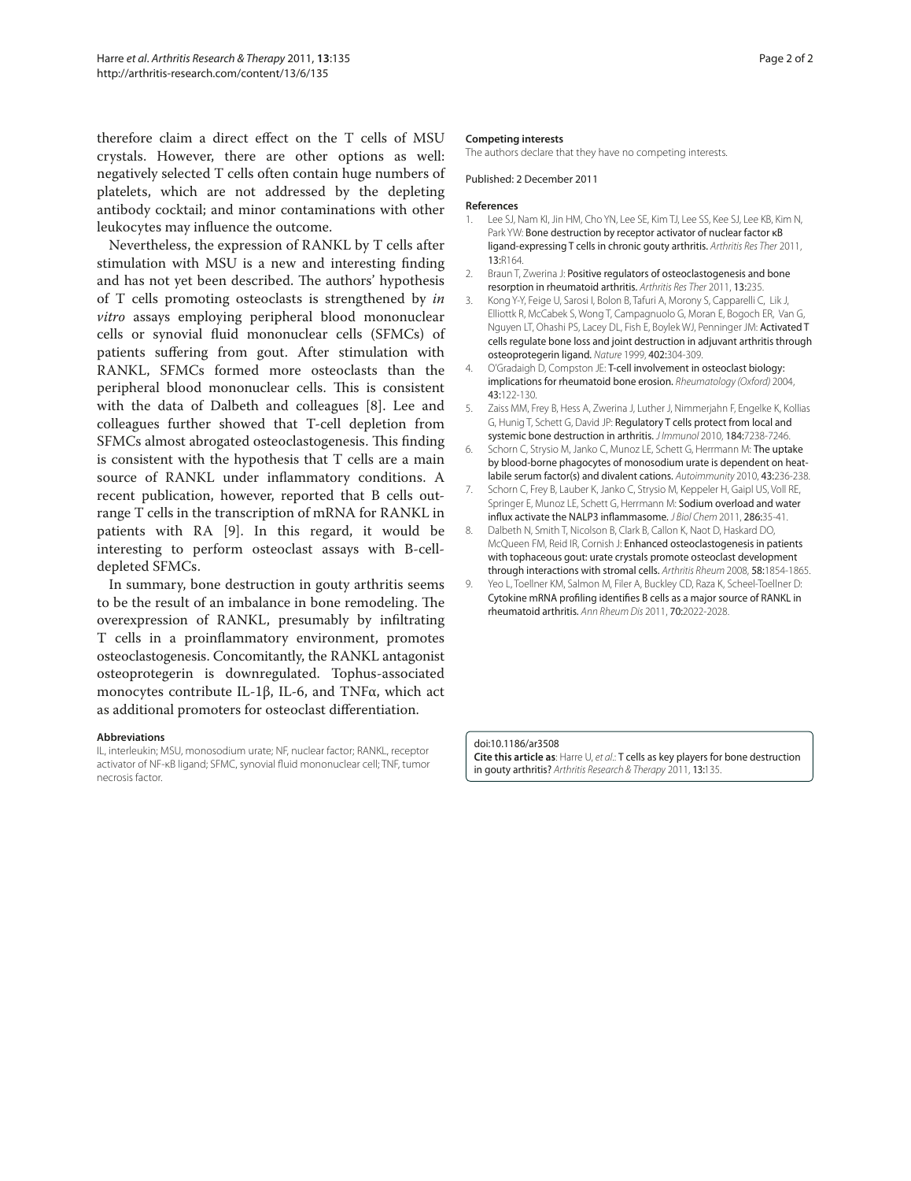therefore claim a direct effect on the T cells of MSU crystals. However, there are other options as well: negatively selected T cells often contain huge numbers of platelets, which are not addressed by the depleting antibody cocktail; and minor contaminations with other leukocytes may influence the outcome.

Nevertheless, the expression of RANKL by T cells after stimulation with MSU is a new and interesting finding and has not yet been described. The authors' hypothesis of T cells promoting osteoclasts is strengthened by *in vitro* assays employing peripheral blood mononuclear cells or synovial fluid mononuclear cells (SFMCs) of patients suffering from gout. After stimulation with RANKL, SFMCs formed more osteoclasts than the peripheral blood mononuclear cells. This is consistent with the data of Dalbeth and colleagues [8]. Lee and colleagues further showed that T-cell depletion from SFMCs almost abrogated osteoclastogenesis. This finding is consistent with the hypothesis that T cells are a main source of RANKL under inflammatory conditions. A recent publication, however, reported that B cells outrange T cells in the transcription of mRNA for RANKL in patients with RA [9]. In this regard, it would be interesting to perform osteoclast assays with B-cell-depleted SFMCs.

In summary, bone destruction in gouty arthritis seems to be the result of an imbalance in bone remodeling. The overexpression of RANKL, presumably by infiltrating T cells in a proinflammatory environment, promotes osteoclastogenesis. Concomitantly, the RANKL antagonist osteoprotegerin is downregulated. Tophus-associated monocytes contribute IL-1β, IL-6, and TNFα, which act as additional promoters for osteoclast differentiation.

#### Abbreviations

IL, interleukin; MSU, monosodium urate; NF, nuclear factor; RANKL, receptor activator of NF-κB ligand; SFMC, synovial fluid mononuclear cell; TNF, tumor necrosis factor.

#### Competing interests

The authors declare that they have no competing interests.

Published: 2 December 2011

#### References

1. Lee SJ, Nam KI, Jin HM, Cho YN, Lee SE, Kim TJ, Lee SS, Kee SJ, Lee KB, Kim N, Park YW: **Bone destruction by receptor activator of nuclear factor κB ligand-expressing T cells in chronic gouty arthritis.** *Arthritis Res Ther* 2011, **13**:R164.
2. Braun T, Zwerina J: **Positive regulators of osteoclastogenesis and bone resorption in rheumatoid arthritis.** *Arthritis Res Ther* 2011, **13**:235.
3. Kong Y-Y, Feige U, Sarosi I, Bolon B, Tafuri A, Morony S, Capparelli C, Lik J, Elliottk R, McCabek S, Wong T, Campagnuolo G, Moran E, Bogoch ER, Van G, Nguyen LT, Ohashi PS, Lacey DL, Fish E, Boylek WJ, Penninger JM: **Activated T cells regulate bone loss and joint destruction in adjuvant arthritis through osteoprotegerin ligand.** *Nature* 1999, **402**:304-309.
4. O'Gradaigh D, Compston JE: **T-cell involvement in osteoclast biology: implications for rheumatoid bone erosion.** *Rheumatology (Oxford)* 2004, **43**:122-130.
5. Zaiss MM, Frey B, Hess A, Zwerina J, Luther J, Nimmerjahn F, Engelke K, Kollias G, Hunig T, Schett G, David JP: **Regulatory T cells protect from local and systemic bone destruction in arthritis.** *J Immunol* 2010, **184**:7238-7246.
6. Schorn C, Strysio M, Janko C, Munoz LE, Schett G, Herrmann M: **The uptake by blood-borne phagocytes of monosodium urate is dependent on heat-labile serum factor(s) and divalent cations.** *Autoimmunity* 2010, **43**:236-238.
7. Schorn C, Frey B, Lauber K, Janko C, Strysio M, Keppeler H, Gaipl US, Voll RE, Springer E, Munoz LE, Schett G, Herrmann M: **Sodium overload and water influx activate the NALP3 inflammasome.** *J Biol Chem* 2011, **286**:35-41.
8. Dalbeth N, Smith T, Nicolson B, Clark B, Callon K, Naot D, Haskard DO, McQueen FM, Reid IR, Cornish J: **Enhanced osteoclastogenesis in patients with tophaceous gout: urate crystals promote osteoclast development through interactions with stromal cells.** *Arthritis Rheum* 2008, **58**:1854-1865.
9. Yeo L, Toellner KM, Salmon M, Filer A, Buckley CD, Raza K, Scheel-Toellner D: **Cytokine mRNA profiling identifies B cells as a major source of RANKL in rheumatoid arthritis.** *Ann Rheum Dis* 2011, **70**:2022-2028.

doi:10.1186/ar3508

**Cite this article as**: Harre U, *et al.*: T cells as key players for bone destruction in gouty arthritis? *Arthritis Research & Therapy* 2011, **13**:135.